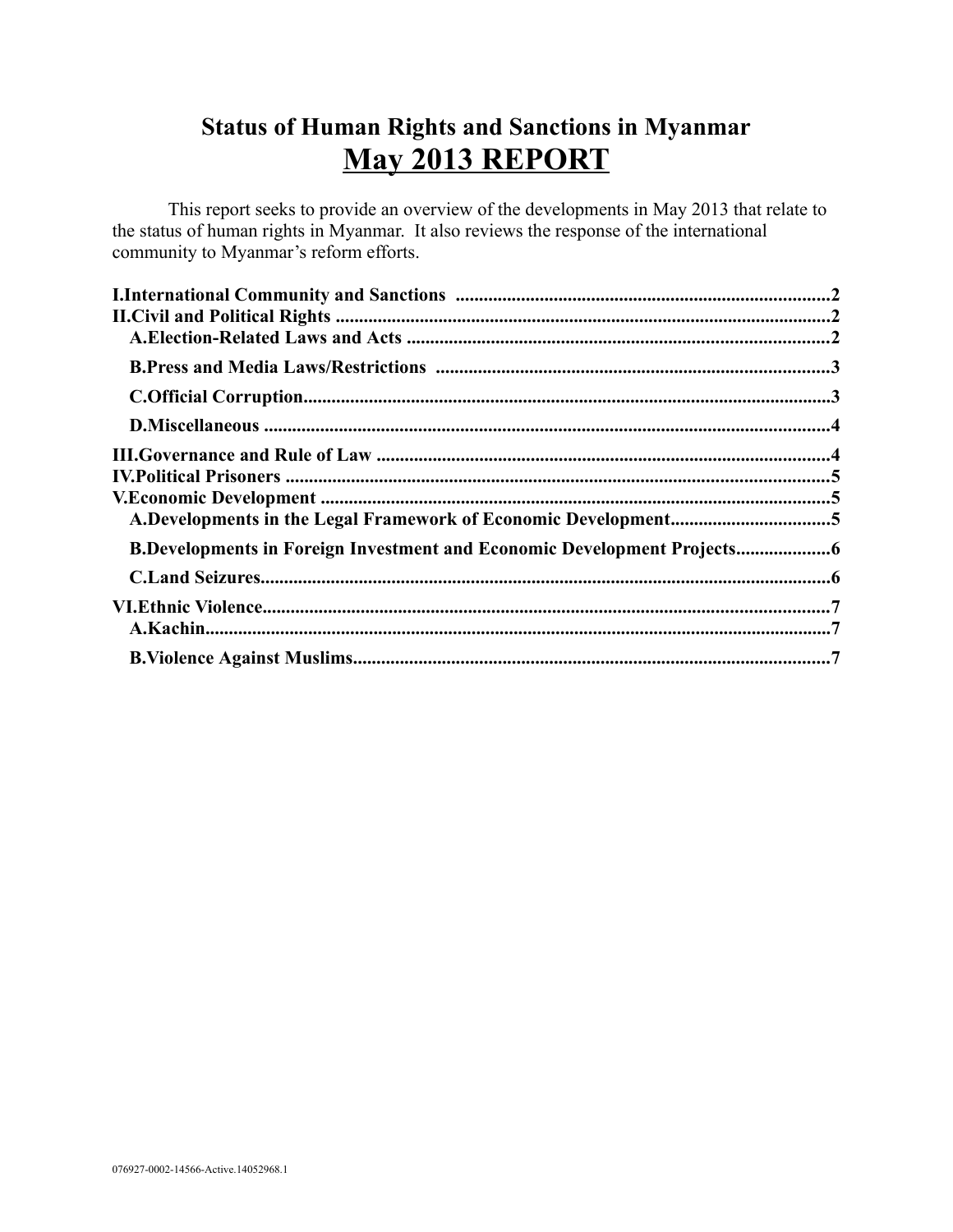# Status of Human Rights and Sanctions in Myanmar

## <u>May 2013 REPORT</u>

This report seeks to provide an overview of the developments in May 2013 that relate to the status of human rights in Myanmar. It also reviews the response of the international community to Myanmar's reform efforts.

**I.International Community and Sanctions ................................................................................2**

**II.Civil and Political Rights ...........................................................................................................2**

- **A.Election-Related Laws and Acts ..........................................................................................2**
- **B.Press and Media Laws/Restrictions ....................................................................................3**
- **C.Official Corruption.................................................................................................................3**
- **D.Miscellaneous .........................................................................................................................4**

**III.Governance and Rule of Law .................................................................................................4**

**IV.Political Prisoners .....................................................................................................................5**

**V.Economic Development .............................................................................................................5**

- **A.Developments in the Legal Framework of Economic Development..................................5**
- **B.Developments in Foreign Investment and Economic Development Projects....................6**
- **C.Land Seizures..........................................................................................................................6**

**VI.Ethnic Violence..........................................................................................................................7**

- **A.Kachin......................................................................................................................................7**
- **B.Violence Against Muslims......................................................................................................7**

076927-0002-14566-Active.14052968.1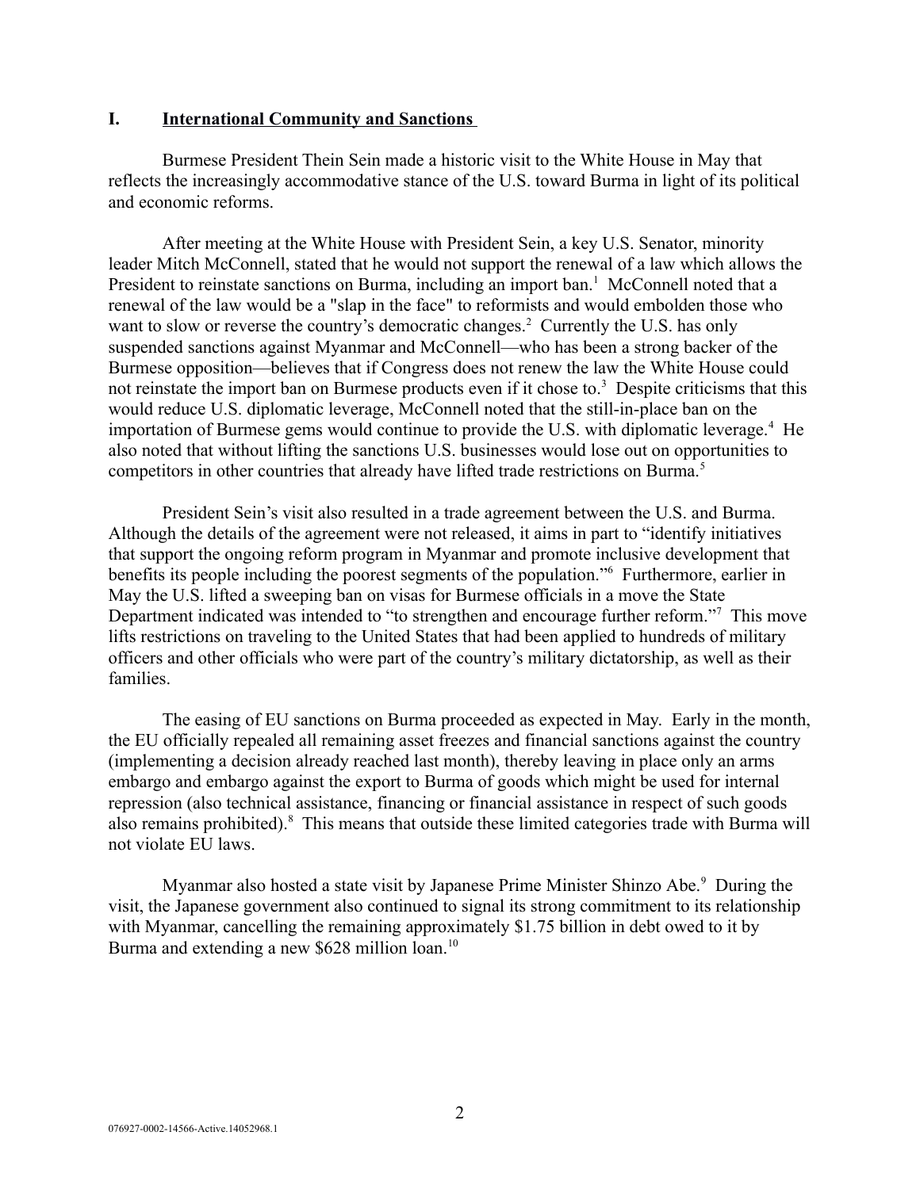## I. International Community and Sanctions

Burmese President Thein Sein made a historic visit to the White House in May that reflects the increasingly accommodative stance of the U.S. toward Burma in light of its political and economic reforms.

After meeting at the White House with President Sein, a key U.S. Senator, minority leader Mitch McConnell, stated that he would not support the renewal of a law which allows the President to reinstate sanctions on Burma, including an import ban.[1] McConnell noted that a renewal of the law would be a "slap in the face" to reformists and would embolden those who want to slow or reverse the country's democratic changes.[2] Currently the U.S. has only suspended sanctions against Myanmar and McConnell—who has been a strong backer of the Burmese opposition—believes that if Congress does not renew the law the White House could not reinstate the import ban on Burmese products even if it chose to.[3] Despite criticisms that this would reduce U.S. diplomatic leverage, McConnell noted that the still-in-place ban on the importation of Burmese gems would continue to provide the U.S. with diplomatic leverage.[4] He also noted that without lifting the sanctions U.S. businesses would lose out on opportunities to competitors in other countries that already have lifted trade restrictions on Burma.[5]

President Sein's visit also resulted in a trade agreement between the U.S. and Burma. Although the details of the agreement were not released, it aims in part to "identify initiatives that support the ongoing reform program in Myanmar and promote inclusive development that benefits its people including the poorest segments of the population."[6] Furthermore, earlier in May the U.S. lifted a sweeping ban on visas for Burmese officials in a move the State Department indicated was intended to "to strengthen and encourage further reform."[7] This move lifts restrictions on traveling to the United States that had been applied to hundreds of military officers and other officials who were part of the country's military dictatorship, as well as their families.

The easing of EU sanctions on Burma proceeded as expected in May. Early in the month, the EU officially repealed all remaining asset freezes and financial sanctions against the country (implementing a decision already reached last month), thereby leaving in place only an arms embargo and embargo against the export to Burma of goods which might be used for internal repression (also technical assistance, financing or financial assistance in respect of such goods also remains prohibited).[8] This means that outside these limited categories trade with Burma will not violate EU laws.

Myanmar also hosted a state visit by Japanese Prime Minister Shinzo Abe.[9] During the visit, the Japanese government also continued to signal its strong commitment to its relationship with Myanmar, cancelling the remaining approximately $1.75 billion in debt owed to it by Burma and extending a new $628 million loan.[10]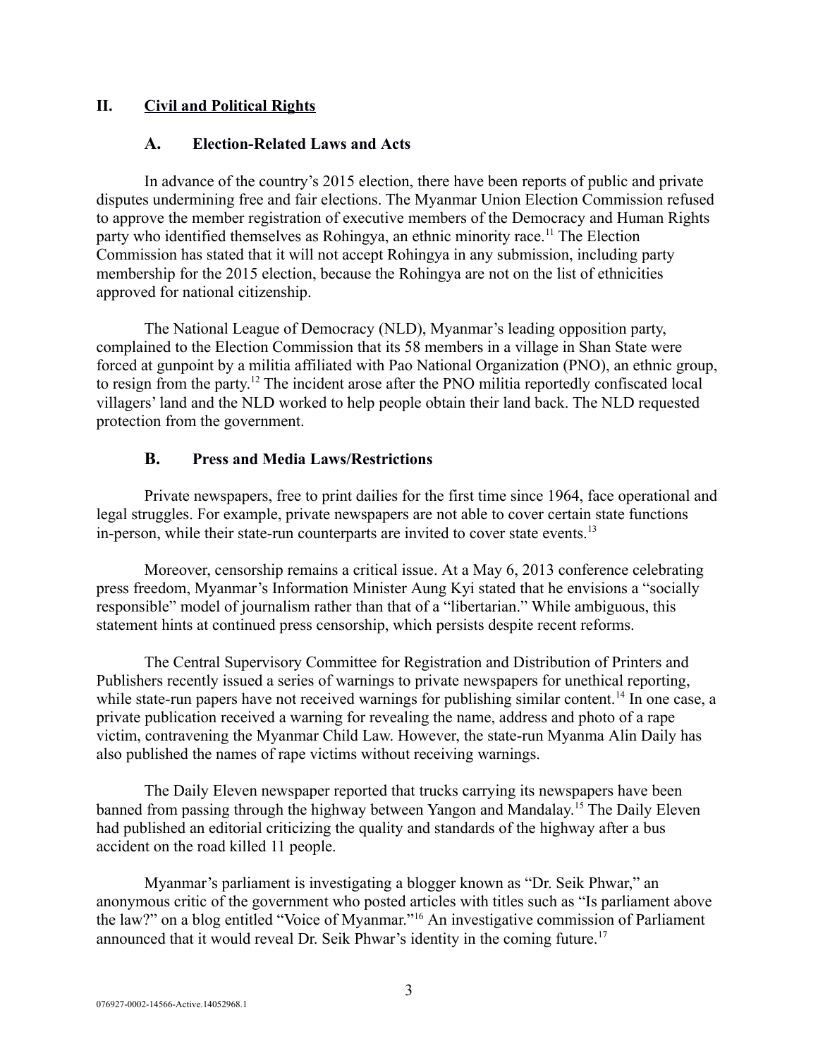## II. Civil and Political Rights

### A. Election-Related Laws and Acts

In advance of the country's 2015 election, there have been reports of public and private disputes undermining free and fair elections. The Myanmar Union Election Commission refused to approve the member registration of executive members of the Democracy and Human Rights party who identified themselves as Rohingya, an ethnic minority race.[11] The Election Commission has stated that it will not accept Rohingya in any submission, including party membership for the 2015 election, because the Rohingya are not on the list of ethnicities approved for national citizenship.

The National League of Democracy (NLD), Myanmar's leading opposition party, complained to the Election Commission that its 58 members in a village in Shan State were forced at gunpoint by a militia affiliated with Pao National Organization (PNO), an ethnic group, to resign from the party.[12] The incident arose after the PNO militia reportedly confiscated local villagers' land and the NLD worked to help people obtain their land back. The NLD requested protection from the government.

### B. Press and Media Laws/Restrictions

Private newspapers, free to print dailies for the first time since 1964, face operational and legal struggles. For example, private newspapers are not able to cover certain state functions in-person, while their state-run counterparts are invited to cover state events.[13]

Moreover, censorship remains a critical issue. At a May 6, 2013 conference celebrating press freedom, Myanmar's Information Minister Aung Kyi stated that he envisions a "socially responsible" model of journalism rather than that of a "libertarian." While ambiguous, this statement hints at continued press censorship, which persists despite recent reforms.

The Central Supervisory Committee for Registration and Distribution of Printers and Publishers recently issued a series of warnings to private newspapers for unethical reporting, while state-run papers have not received warnings for publishing similar content.[14] In one case, a private publication received a warning for revealing the name, address and photo of a rape victim, contravening the Myanmar Child Law. However, the state-run Myanma Alin Daily has also published the names of rape victims without receiving warnings.

The Daily Eleven newspaper reported that trucks carrying its newspapers have been banned from passing through the highway between Yangon and Mandalay.[15] The Daily Eleven had published an editorial criticizing the quality and standards of the highway after a bus accident on the road killed 11 people.

Myanmar's parliament is investigating a blogger known as "Dr. Seik Phwar," an anonymous critic of the government who posted articles with titles such as "Is parliament above the law?" on a blog entitled "Voice of Myanmar."[16] An investigative commission of Parliament announced that it would reveal Dr. Seik Phwar's identity in the coming future.[17]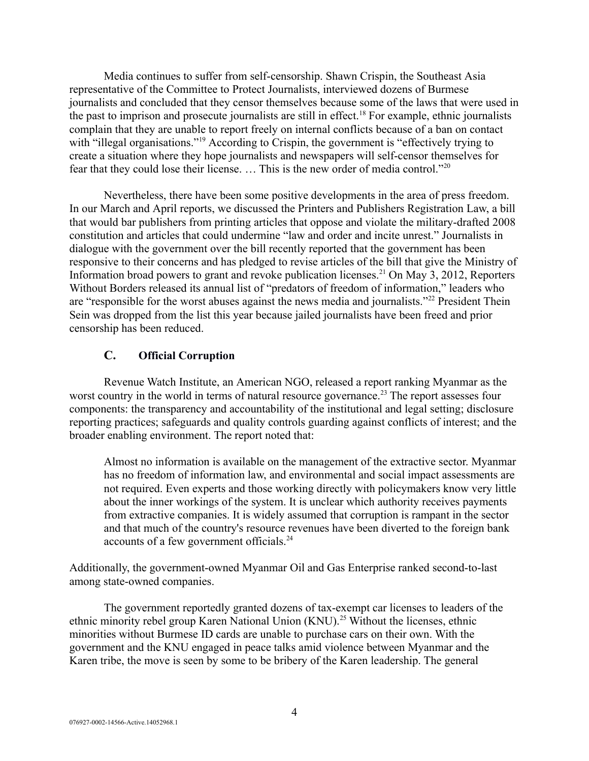Media continues to suffer from self-censorship. Shawn Crispin, the Southeast Asia representative of the Committee to Protect Journalists, interviewed dozens of Burmese journalists and concluded that they censor themselves because some of the laws that were used in the past to imprison and prosecute journalists are still in effect.[18] For example, ethnic journalists complain that they are unable to report freely on internal conflicts because of a ban on contact with "illegal organisations."[19] According to Crispin, the government is "effectively trying to create a situation where they hope journalists and newspapers will self-censor themselves for fear that they could lose their license. … This is the new order of media control."[20]

Nevertheless, there have been some positive developments in the area of press freedom. In our March and April reports, we discussed the Printers and Publishers Registration Law, a bill that would bar publishers from printing articles that oppose and violate the military-drafted 2008 constitution and articles that could undermine "law and order and incite unrest." Journalists in dialogue with the government over the bill recently reported that the government has been responsive to their concerns and has pledged to revise articles of the bill that give the Ministry of Information broad powers to grant and revoke publication licenses.[21] On May 3, 2012, Reporters Without Borders released its annual list of "predators of freedom of information," leaders who are "responsible for the worst abuses against the news media and journalists."[22] President Thein Sein was dropped from the list this year because jailed journalists have been freed and prior censorship has been reduced.

### C. Official Corruption

Revenue Watch Institute, an American NGO, released a report ranking Myanmar as the worst country in the world in terms of natural resource governance.[23] The report assesses four components: the transparency and accountability of the institutional and legal setting; disclosure reporting practices; safeguards and quality controls guarding against conflicts of interest; and the broader enabling environment. The report noted that:

> Almost no information is available on the management of the extractive sector. Myanmar has no freedom of information law, and environmental and social impact assessments are not required. Even experts and those working directly with policymakers know very little about the inner workings of the system. It is unclear which authority receives payments from extractive companies. It is widely assumed that corruption is rampant in the sector and that much of the country's resource revenues have been diverted to the foreign bank accounts of a few government officials.[24]

Additionally, the government-owned Myanmar Oil and Gas Enterprise ranked second-to-last among state-owned companies.

The government reportedly granted dozens of tax-exempt car licenses to leaders of the ethnic minority rebel group Karen National Union (KNU).[25] Without the licenses, ethnic minorities without Burmese ID cards are unable to purchase cars on their own. With the government and the KNU engaged in peace talks amid violence between Myanmar and the Karen tribe, the move is seen by some to be bribery of the Karen leadership. The general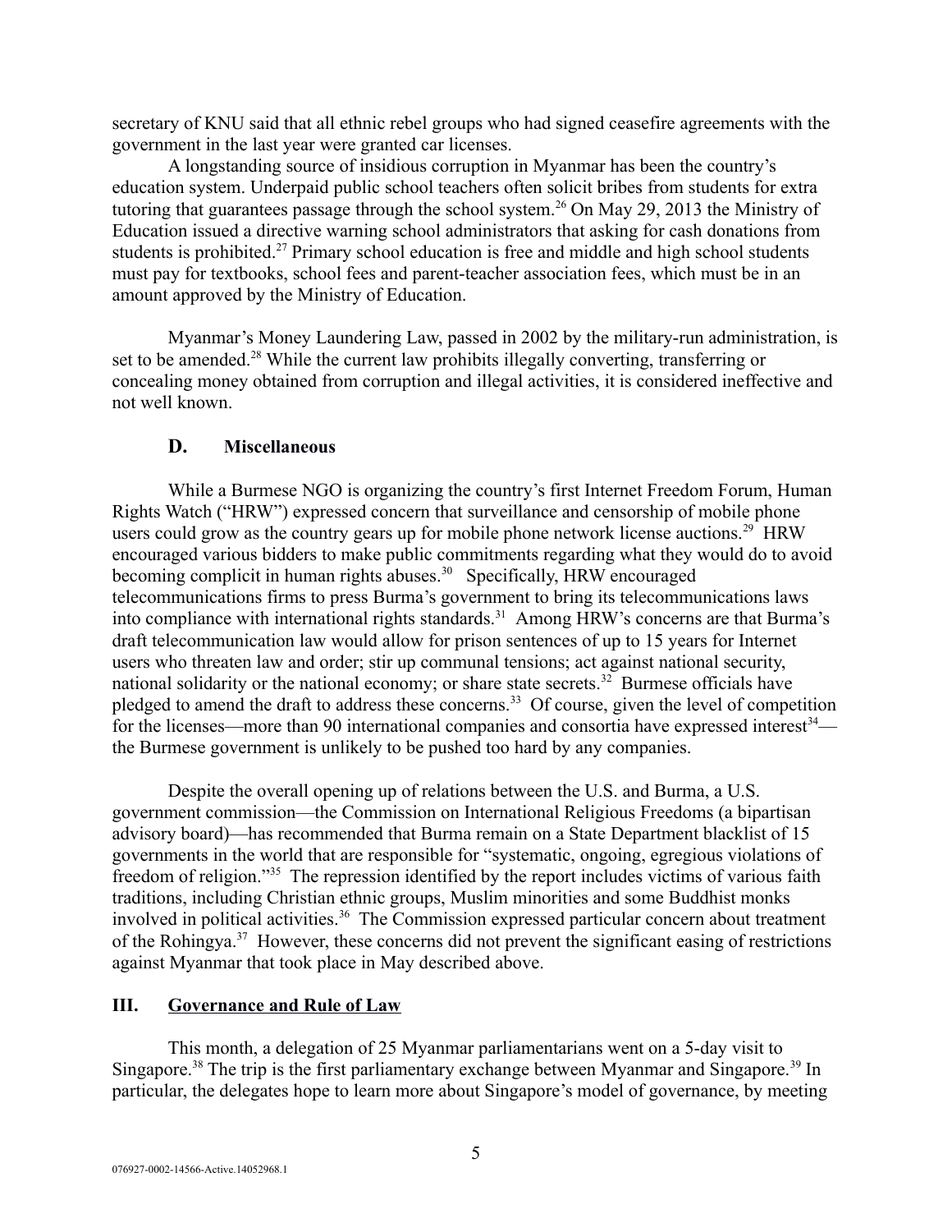secretary of KNU said that all ethnic rebel groups who had signed ceasefire agreements with the government in the last year were granted car licenses.

A longstanding source of insidious corruption in Myanmar has been the country's education system. Underpaid public school teachers often solicit bribes from students for extra tutoring that guarantees passage through the school system.[26] On May 29, 2013 the Ministry of Education issued a directive warning school administrators that asking for cash donations from students is prohibited.[27] Primary school education is free and middle and high school students must pay for textbooks, school fees and parent-teacher association fees, which must be in an amount approved by the Ministry of Education.

Myanmar's Money Laundering Law, passed in 2002 by the military-run administration, is set to be amended.[28] While the current law prohibits illegally converting, transferring or concealing money obtained from corruption and illegal activities, it is considered ineffective and not well known.

### D. Miscellaneous

While a Burmese NGO is organizing the country's first Internet Freedom Forum, Human Rights Watch ("HRW") expressed concern that surveillance and censorship of mobile phone users could grow as the country gears up for mobile phone network license auctions.[29] HRW encouraged various bidders to make public commitments regarding what they would do to avoid becoming complicit in human rights abuses.[30] Specifically, HRW encouraged telecommunications firms to press Burma's government to bring its telecommunications laws into compliance with international rights standards.[31] Among HRW's concerns are that Burma's draft telecommunication law would allow for prison sentences of up to 15 years for Internet users who threaten law and order; stir up communal tensions; act against national security, national solidarity or the national economy; or share state secrets.[32] Burmese officials have pledged to amend the draft to address these concerns.[33] Of course, given the level of competition for the licenses—more than 90 international companies and consortia have expressed interest[34]—the Burmese government is unlikely to be pushed too hard by any companies.

Despite the overall opening up of relations between the U.S. and Burma, a U.S. government commission—the Commission on International Religious Freedoms (a bipartisan advisory board)—has recommended that Burma remain on a State Department blacklist of 15 governments in the world that are responsible for "systematic, ongoing, egregious violations of freedom of religion."[35] The repression identified by the report includes victims of various faith traditions, including Christian ethnic groups, Muslim minorities and some Buddhist monks involved in political activities.[36] The Commission expressed particular concern about treatment of the Rohingya.[37] However, these concerns did not prevent the significant easing of restrictions against Myanmar that took place in May described above.

## III. Governance and Rule of Law

This month, a delegation of 25 Myanmar parliamentarians went on a 5-day visit to Singapore.[38] The trip is the first parliamentary exchange between Myanmar and Singapore.[39] In particular, the delegates hope to learn more about Singapore's model of governance, by meeting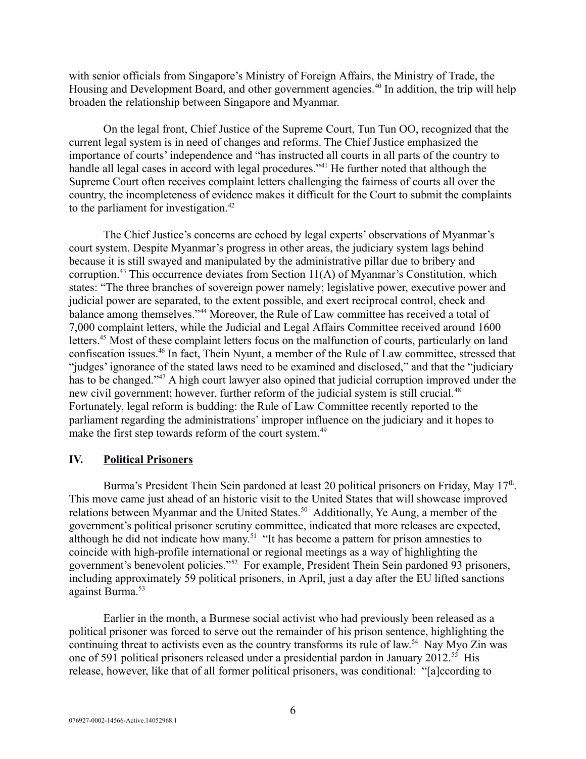with senior officials from Singapore's Ministry of Foreign Affairs, the Ministry of Trade, the Housing and Development Board, and other government agencies.[40] In addition, the trip will help broaden the relationship between Singapore and Myanmar.

On the legal front, Chief Justice of the Supreme Court, Tun Tun OO, recognized that the current legal system is in need of changes and reforms. The Chief Justice emphasized the importance of courts' independence and "has instructed all courts in all parts of the country to handle all legal cases in accord with legal procedures."[41] He further noted that although the Supreme Court often receives complaint letters challenging the fairness of courts all over the country, the incompleteness of evidence makes it difficult for the Court to submit the complaints to the parliament for investigation.[42]

The Chief Justice's concerns are echoed by legal experts' observations of Myanmar's court system. Despite Myanmar's progress in other areas, the judiciary system lags behind because it is still swayed and manipulated by the administrative pillar due to bribery and corruption.[43] This occurrence deviates from Section 11(A) of Myanmar's Constitution, which states: "The three branches of sovereign power namely; legislative power, executive power and judicial power are separated, to the extent possible, and exert reciprocal control, check and balance among themselves."[44] Moreover, the Rule of Law committee has received a total of 7,000 complaint letters, while the Judicial and Legal Affairs Committee received around 1600 letters.[45] Most of these complaint letters focus on the malfunction of courts, particularly on land confiscation issues.[46] In fact, Thein Nyunt, a member of the Rule of Law committee, stressed that "judges' ignorance of the stated laws need to be examined and disclosed," and that the "judiciary has to be changed."[47] A high court lawyer also opined that judicial corruption improved under the new civil government; however, further reform of the judicial system is still crucial.[48] Fortunately, legal reform is budding: the Rule of Law Committee recently reported to the parliament regarding the administrations' improper influence on the judiciary and it hopes to make the first step towards reform of the court system.[49]

## IV. Political Prisoners

Burma's President Thein Sein pardoned at least 20 political prisoners on Friday, May 17th. This move came just ahead of an historic visit to the United States that will showcase improved relations between Myanmar and the United States.[50] Additionally, Ye Aung, a member of the government's political prisoner scrutiny committee, indicated that more releases are expected, although he did not indicate how many.[51] "It has become a pattern for prison amnesties to coincide with high-profile international or regional meetings as a way of highlighting the government's benevolent policies."[52] For example, President Thein Sein pardoned 93 prisoners, including approximately 59 political prisoners, in April, just a day after the EU lifted sanctions against Burma.[53]

Earlier in the month, a Burmese social activist who had previously been released as a political prisoner was forced to serve out the remainder of his prison sentence, highlighting the continuing threat to activists even as the country transforms its rule of law.[54] Nay Myo Zin was one of 591 political prisoners released under a presidential pardon in January 2012.[55] His release, however, like that of all former political prisoners, was conditional: "[a]ccording to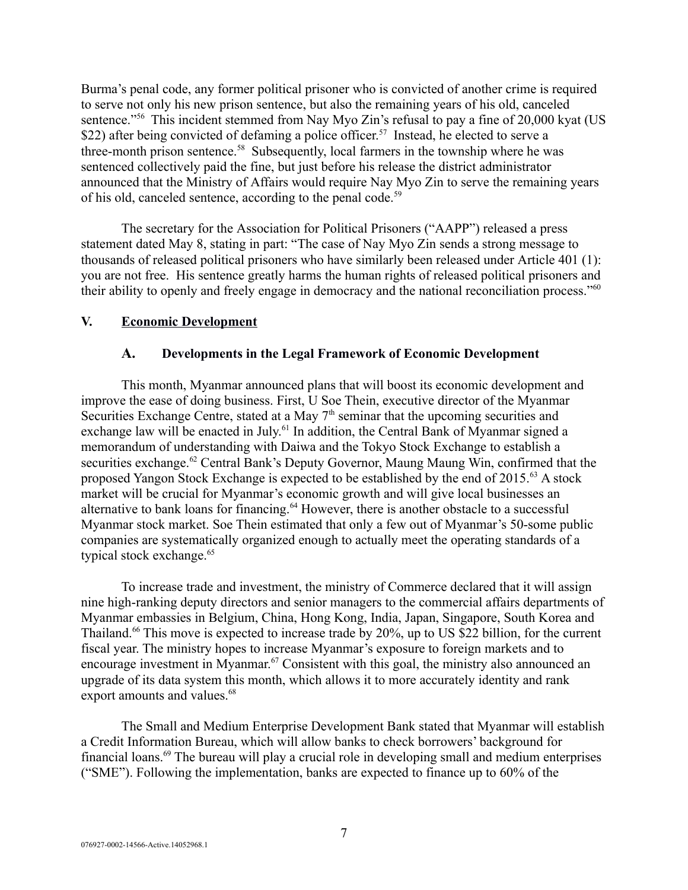Burma's penal code, any former political prisoner who is convicted of another crime is required to serve not only his new prison sentence, but also the remaining years of his old, canceled sentence."[56] This incident stemmed from Nay Myo Zin's refusal to pay a fine of 20,000 kyat (US $22) after being convicted of defaming a police officer.[57] Instead, he elected to serve a three-month prison sentence.[58] Subsequently, local farmers in the township where he was sentenced collectively paid the fine, but just before his release the district administrator announced that the Ministry of Affairs would require Nay Myo Zin to serve the remaining years of his old, canceled sentence, according to the penal code.[59]

The secretary for the Association for Political Prisoners ("AAPP") released a press statement dated May 8, stating in part: "The case of Nay Myo Zin sends a strong message to thousands of released political prisoners who have similarly been released under Article 401 (1): you are not free. His sentence greatly harms the human rights of released political prisoners and their ability to openly and freely engage in democracy and the national reconciliation process."[60]

## V. Economic Development

### A. Developments in the Legal Framework of Economic Development

This month, Myanmar announced plans that will boost its economic development and improve the ease of doing business. First, U Soe Thein, executive director of the Myanmar Securities Exchange Centre, stated at a May 7th seminar that the upcoming securities and exchange law will be enacted in July.[61] In addition, the Central Bank of Myanmar signed a memorandum of understanding with Daiwa and the Tokyo Stock Exchange to establish a securities exchange.[62] Central Bank's Deputy Governor, Maung Maung Win, confirmed that the proposed Yangon Stock Exchange is expected to be established by the end of 2015.[63] A stock market will be crucial for Myanmar's economic growth and will give local businesses an alternative to bank loans for financing.[64] However, there is another obstacle to a successful Myanmar stock market. Soe Thein estimated that only a few out of Myanmar's 50-some public companies are systematically organized enough to actually meet the operating standards of a typical stock exchange.[65]

To increase trade and investment, the ministry of Commerce declared that it will assign nine high-ranking deputy directors and senior managers to the commercial affairs departments of Myanmar embassies in Belgium, China, Hong Kong, India, Japan, Singapore, South Korea and Thailand.[66] This move is expected to increase trade by 20%, up to US $22 billion, for the current fiscal year. The ministry hopes to increase Myanmar's exposure to foreign markets and to encourage investment in Myanmar.[67] Consistent with this goal, the ministry also announced an upgrade of its data system this month, which allows it to more accurately identity and rank export amounts and values.[68]

The Small and Medium Enterprise Development Bank stated that Myanmar will establish a Credit Information Bureau, which will allow banks to check borrowers' background for financial loans.[69] The bureau will play a crucial role in developing small and medium enterprises ("SME"). Following the implementation, banks are expected to finance up to 60% of the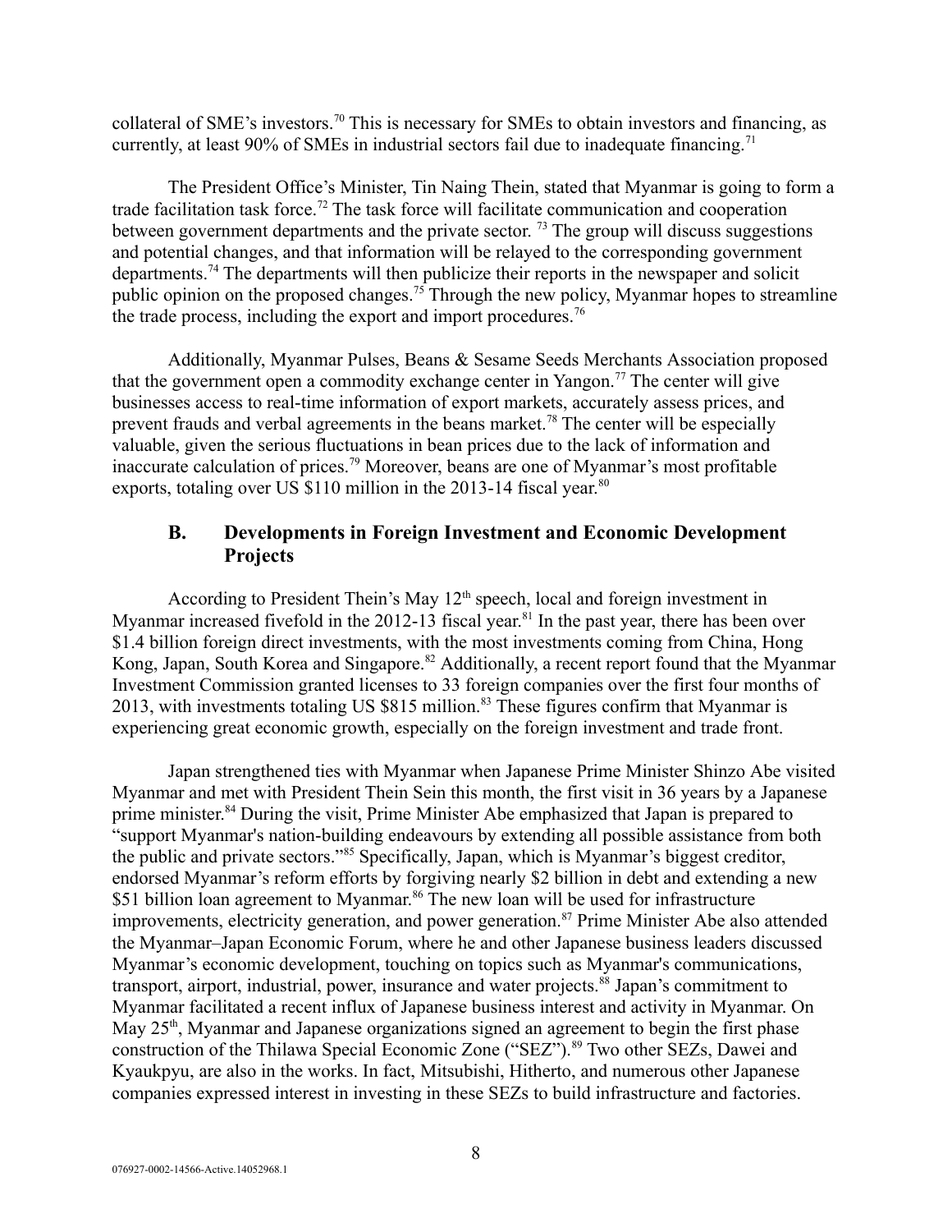collateral of SME's investors.[70] This is necessary for SMEs to obtain investors and financing, as currently, at least 90% of SMEs in industrial sectors fail due to inadequate financing.[71]

The President Office's Minister, Tin Naing Thein, stated that Myanmar is going to form a trade facilitation task force.[72] The task force will facilitate communication and cooperation between government departments and the private sector. [73] The group will discuss suggestions and potential changes, and that information will be relayed to the corresponding government departments.[74] The departments will then publicize their reports in the newspaper and solicit public opinion on the proposed changes.[75] Through the new policy, Myanmar hopes to streamline the trade process, including the export and import procedures.[76]

Additionally, Myanmar Pulses, Beans & Sesame Seeds Merchants Association proposed that the government open a commodity exchange center in Yangon.[77] The center will give businesses access to real-time information of export markets, accurately assess prices, and prevent frauds and verbal agreements in the beans market.[78] The center will be especially valuable, given the serious fluctuations in bean prices due to the lack of information and inaccurate calculation of prices.[79] Moreover, beans are one of Myanmar's most profitable exports, totaling over US $110 million in the 2013-14 fiscal year.[80]

### B. Developments in Foreign Investment and Economic Development Projects

According to President Thein's May 12th speech, local and foreign investment in Myanmar increased fivefold in the 2012-13 fiscal year.[81] In the past year, there has been over $1.4 billion foreign direct investments, with the most investments coming from China, Hong Kong, Japan, South Korea and Singapore.[82] Additionally, a recent report found that the Myanmar Investment Commission granted licenses to 33 foreign companies over the first four months of 2013, with investments totaling US $815 million.[83] These figures confirm that Myanmar is experiencing great economic growth, especially on the foreign investment and trade front.

Japan strengthened ties with Myanmar when Japanese Prime Minister Shinzo Abe visited Myanmar and met with President Thein Sein this month, the first visit in 36 years by a Japanese prime minister.[84] During the visit, Prime Minister Abe emphasized that Japan is prepared to "support Myanmar's nation-building endeavours by extending all possible assistance from both the public and private sectors."[85] Specifically, Japan, which is Myanmar's biggest creditor, endorsed Myanmar's reform efforts by forgiving nearly $2 billion in debt and extending a new $51 billion loan agreement to Myanmar.[86] The new loan will be used for infrastructure improvements, electricity generation, and power generation.[87] Prime Minister Abe also attended the Myanmar–Japan Economic Forum, where he and other Japanese business leaders discussed Myanmar's economic development, touching on topics such as Myanmar's communications, transport, airport, industrial, power, insurance and water projects.[88] Japan's commitment to Myanmar facilitated a recent influx of Japanese business interest and activity in Myanmar. On May 25th, Myanmar and Japanese organizations signed an agreement to begin the first phase construction of the Thilawa Special Economic Zone ("SEZ").[89] Two other SEZs, Dawei and Kyaukpyu, are also in the works. In fact, Mitsubishi, Hitherto, and numerous other Japanese companies expressed interest in investing in these SEZs to build infrastructure and factories.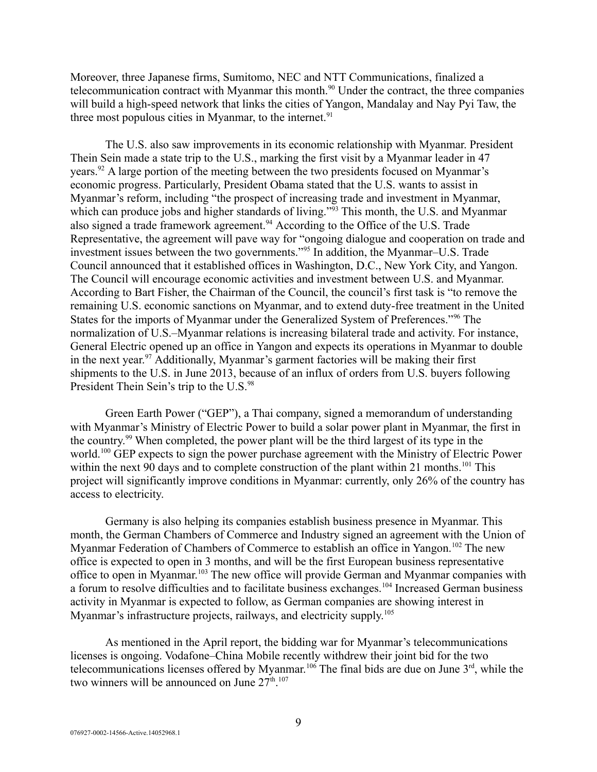Moreover, three Japanese firms, Sumitomo, NEC and NTT Communications, finalized a telecommunication contract with Myanmar this month.[90] Under the contract, the three companies will build a high-speed network that links the cities of Yangon, Mandalay and Nay Pyi Taw, the three most populous cities in Myanmar, to the internet.[91]

The U.S. also saw improvements in its economic relationship with Myanmar. President Thein Sein made a state trip to the U.S., marking the first visit by a Myanmar leader in 47 years.[92] A large portion of the meeting between the two presidents focused on Myanmar's economic progress. Particularly, President Obama stated that the U.S. wants to assist in Myanmar's reform, including "the prospect of increasing trade and investment in Myanmar, which can produce jobs and higher standards of living."[93] This month, the U.S. and Myanmar also signed a trade framework agreement.[94] According to the Office of the U.S. Trade Representative, the agreement will pave way for "ongoing dialogue and cooperation on trade and investment issues between the two governments."[95] In addition, the Myanmar–U.S. Trade Council announced that it established offices in Washington, D.C., New York City, and Yangon. The Council will encourage economic activities and investment between U.S. and Myanmar. According to Bart Fisher, the Chairman of the Council, the council's first task is "to remove the remaining U.S. economic sanctions on Myanmar, and to extend duty-free treatment in the United States for the imports of Myanmar under the Generalized System of Preferences."[96] The normalization of U.S.–Myanmar relations is increasing bilateral trade and activity. For instance, General Electric opened up an office in Yangon and expects its operations in Myanmar to double in the next year.[97] Additionally, Myanmar's garment factories will be making their first shipments to the U.S. in June 2013, because of an influx of orders from U.S. buyers following President Thein Sein's trip to the U.S.[98]

Green Earth Power ("GEP"), a Thai company, signed a memorandum of understanding with Myanmar's Ministry of Electric Power to build a solar power plant in Myanmar, the first in the country.[99] When completed, the power plant will be the third largest of its type in the world.[100] GEP expects to sign the power purchase agreement with the Ministry of Electric Power within the next 90 days and to complete construction of the plant within 21 months.[101] This project will significantly improve conditions in Myanmar: currently, only 26% of the country has access to electricity.

Germany is also helping its companies establish business presence in Myanmar. This month, the German Chambers of Commerce and Industry signed an agreement with the Union of Myanmar Federation of Chambers of Commerce to establish an office in Yangon.[102] The new office is expected to open in 3 months, and will be the first European business representative office to open in Myanmar.[103] The new office will provide German and Myanmar companies with a forum to resolve difficulties and to facilitate business exchanges.[104] Increased German business activity in Myanmar is expected to follow, as German companies are showing interest in Myanmar's infrastructure projects, railways, and electricity supply.[105]

As mentioned in the April report, the bidding war for Myanmar's telecommunications licenses is ongoing. Vodafone–China Mobile recently withdrew their joint bid for the two telecommunications licenses offered by Myanmar.[106] The final bids are due on June 3rd, while the two winners will be announced on June 27th.[107]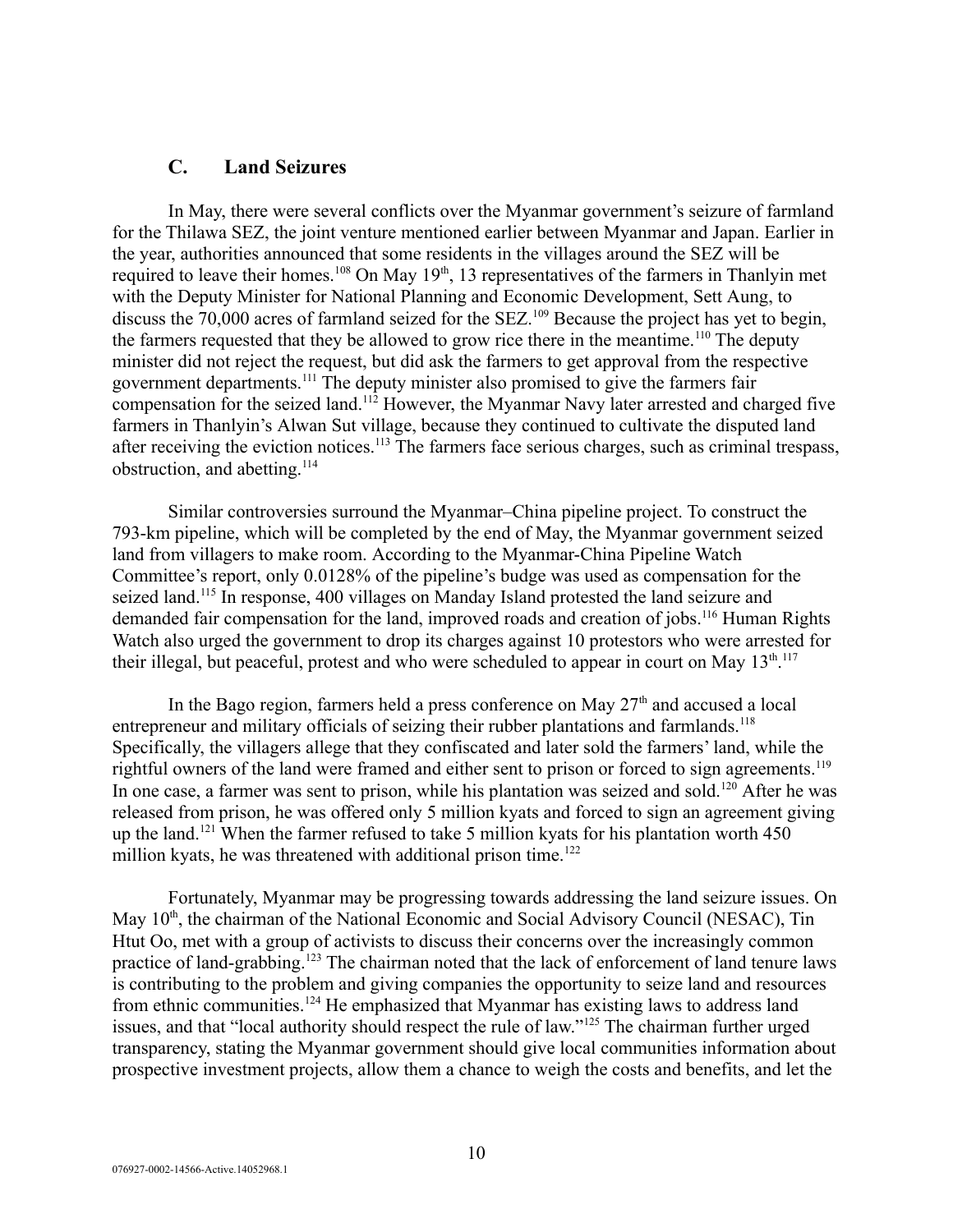## C. Land Seizures

In May, there were several conflicts over the Myanmar government's seizure of farmland for the Thilawa SEZ, the joint venture mentioned earlier between Myanmar and Japan. Earlier in the year, authorities announced that some residents in the villages around the SEZ will be required to leave their homes.[108] On May 19th, 13 representatives of the farmers in Thanlyin met with the Deputy Minister for National Planning and Economic Development, Sett Aung, to discuss the 70,000 acres of farmland seized for the SEZ.[109] Because the project has yet to begin, the farmers requested that they be allowed to grow rice there in the meantime.[110] The deputy minister did not reject the request, but did ask the farmers to get approval from the respective government departments.[111] The deputy minister also promised to give the farmers fair compensation for the seized land.[112] However, the Myanmar Navy later arrested and charged five farmers in Thanlyin's Alwan Sut village, because they continued to cultivate the disputed land after receiving the eviction notices.[113] The farmers face serious charges, such as criminal trespass, obstruction, and abetting.[114]

Similar controversies surround the Myanmar–China pipeline project. To construct the 793-km pipeline, which will be completed by the end of May, the Myanmar government seized land from villagers to make room. According to the Myanmar-China Pipeline Watch Committee's report, only 0.0128% of the pipeline's budge was used as compensation for the seized land.[115] In response, 400 villages on Manday Island protested the land seizure and demanded fair compensation for the land, improved roads and creation of jobs.[116] Human Rights Watch also urged the government to drop its charges against 10 protestors who were arrested for their illegal, but peaceful, protest and who were scheduled to appear in court on May 13th.[117]

In the Bago region, farmers held a press conference on May 27th and accused a local entrepreneur and military officials of seizing their rubber plantations and farmlands.[118] Specifically, the villagers allege that they confiscated and later sold the farmers' land, while the rightful owners of the land were framed and either sent to prison or forced to sign agreements.[119] In one case, a farmer was sent to prison, while his plantation was seized and sold.[120] After he was released from prison, he was offered only 5 million kyats and forced to sign an agreement giving up the land.[121] When the farmer refused to take 5 million kyats for his plantation worth 450 million kyats, he was threatened with additional prison time.[122]

Fortunately, Myanmar may be progressing towards addressing the land seizure issues. On May 10th, the chairman of the National Economic and Social Advisory Council (NESAC), Tin Htut Oo, met with a group of activists to discuss their concerns over the increasingly common practice of land-grabbing.[123] The chairman noted that the lack of enforcement of land tenure laws is contributing to the problem and giving companies the opportunity to seize land and resources from ethnic communities.[124] He emphasized that Myanmar has existing laws to address land issues, and that "local authority should respect the rule of law."[125] The chairman further urged transparency, stating the Myanmar government should give local communities information about prospective investment projects, allow them a chance to weigh the costs and benefits, and let the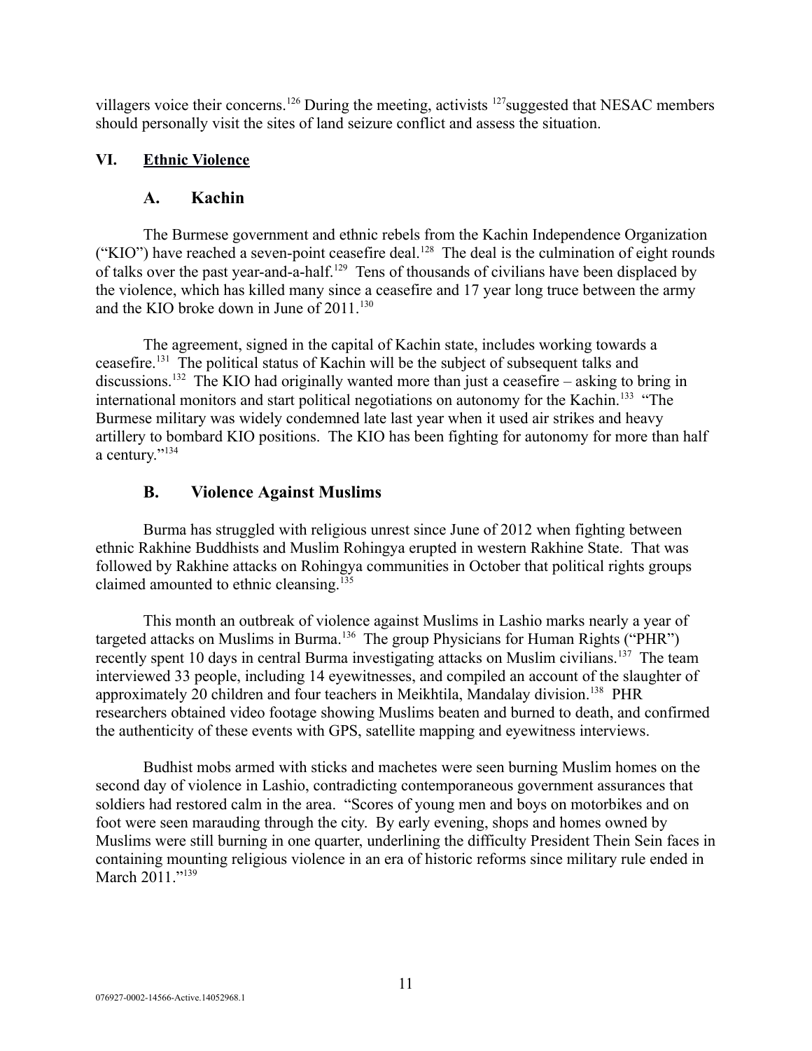villagers voice their concerns.[126] During the meeting, activists [127]suggested that NESAC members should personally visit the sites of land seizure conflict and assess the situation.

## VI. Ethnic Violence

### A. Kachin

The Burmese government and ethnic rebels from the Kachin Independence Organization ("KIO") have reached a seven-point ceasefire deal.[128] The deal is the culmination of eight rounds of talks over the past year-and-a-half.[129] Tens of thousands of civilians have been displaced by the violence, which has killed many since a ceasefire and 17 year long truce between the army and the KIO broke down in June of 2011.[130]

The agreement, signed in the capital of Kachin state, includes working towards a ceasefire.[131] The political status of Kachin will be the subject of subsequent talks and discussions.[132] The KIO had originally wanted more than just a ceasefire – asking to bring in international monitors and start political negotiations on autonomy for the Kachin.[133] "The Burmese military was widely condemned late last year when it used air strikes and heavy artillery to bombard KIO positions. The KIO has been fighting for autonomy for more than half a century."[134]

### B. Violence Against Muslims

Burma has struggled with religious unrest since June of 2012 when fighting between ethnic Rakhine Buddhists and Muslim Rohingya erupted in western Rakhine State. That was followed by Rakhine attacks on Rohingya communities in October that political rights groups claimed amounted to ethnic cleansing.[135]

This month an outbreak of violence against Muslims in Lashio marks nearly a year of targeted attacks on Muslims in Burma.[136] The group Physicians for Human Rights ("PHR") recently spent 10 days in central Burma investigating attacks on Muslim civilians.[137] The team interviewed 33 people, including 14 eyewitnesses, and compiled an account of the slaughter of approximately 20 children and four teachers in Meikhtila, Mandalay division.[138] PHR researchers obtained video footage showing Muslims beaten and burned to death, and confirmed the authenticity of these events with GPS, satellite mapping and eyewitness interviews.

Budhist mobs armed with sticks and machetes were seen burning Muslim homes on the second day of violence in Lashio, contradicting contemporaneous government assurances that soldiers had restored calm in the area. "Scores of young men and boys on motorbikes and on foot were seen marauding through the city. By early evening, shops and homes owned by Muslims were still burning in one quarter, underlining the difficulty President Thein Sein faces in containing mounting religious violence in an era of historic reforms since military rule ended in March 2011."[139]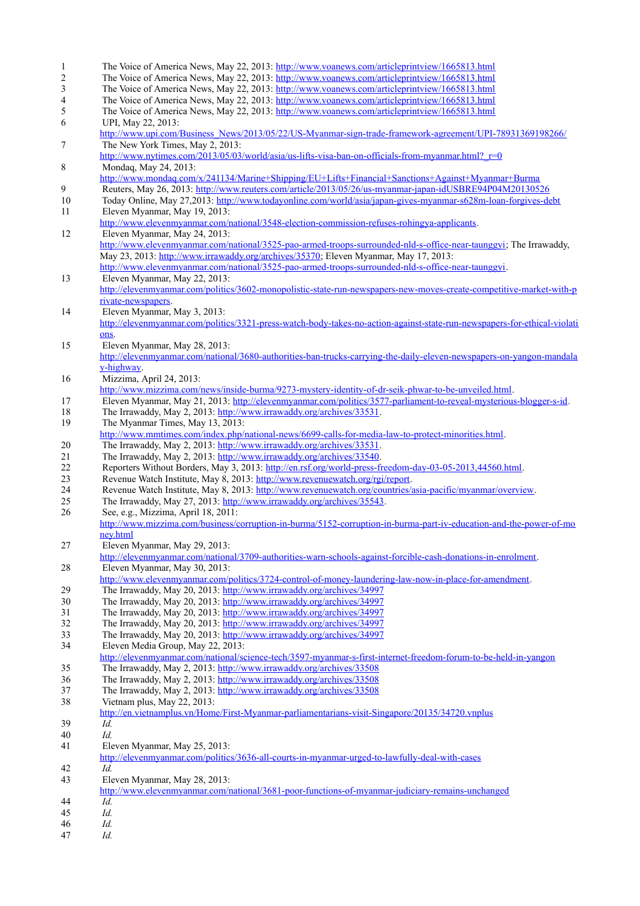1 The Voice of America News, May 22, 2013: http://www.voanews.com/articleprintview/1665813.html

2 The Voice of America News, May 22, 2013: http://www.voanews.com/articleprintview/1665813.html

3 The Voice of America News, May 22, 2013: http://www.voanews.com/articleprintview/1665813.html

4 The Voice of America News, May 22, 2013: http://www.voanews.com/articleprintview/1665813.html

5 The Voice of America News, May 22, 2013: http://www.voanews.com/articleprintview/1665813.html

6 UPI, May 22, 2013: http://www.upi.com/Business_News/2013/05/22/US-Myanmar-sign-trade-framework-agreement/UPI-78931369198266/

7 The New York Times, May 2, 2013: http://www.nytimes.com/2013/05/03/world/asia/us-lifts-visa-ban-on-officials-from-myanmar.html?_r=0

8 Mondaq, May 24, 2013: http://www.mondaq.com/x/241134/Marine+Shipping/EU+Lifts+Financial+Sanctions+Against+Myanmar+Burma

9 Reuters, May 26, 2013: http://www.reuters.com/article/2013/05/26/us-myanmar-japan-idUSBRE94P04M20130526

10 Today Online, May 27,2013: http://www.todayonline.com/world/asia/japan-gives-myanmar-s628m-loan-forgives-debt

11 Eleven Myanmar, May 19, 2013: http://www.elevenmyanmar.com/national/3548-election-commission-refuses-rohingya-applicants.

12 Eleven Myanmar, May 24, 2013: http://www.elevenmyanmar.com/national/3525-pao-armed-troops-surrounded-nld-s-office-near-taunggyi; The Irrawaddy, May 23, 2013: http://www.irrawaddy.org/archives/35370; Eleven Myanmar, May 17, 2013: http://www.elevenmyanmar.com/national/3525-pao-armed-troops-surrounded-nld-s-office-near-taunggyi.

13 Eleven Myanmar, May 22, 2013: http://elevenmyanmar.com/politics/3602-monopolistic-state-run-newspapers-new-moves-create-competitive-market-with-private-newspapers.

14 Eleven Myanmar, May 3, 2013: http://elevenmyanmar.com/politics/3321-press-watch-body-takes-no-action-against-state-run-newspapers-for-ethical-violations.

15 Eleven Myanmar, May 28, 2013: http://elevenmyanmar.com/national/3680-authorities-ban-trucks-carrying-the-daily-eleven-newspapers-on-yangon-mandalay-highway.

16 Mizzima, April 24, 2013: http://www.mizzima.com/news/inside-burma/9273-mystery-identity-of-dr-seik-phwar-to-be-unveiled.html.

17 Eleven Myanmar, May 21, 2013: http://elevenmyanmar.com/politics/3577-parliament-to-reveal-mysterious-blogger-s-id.

18 The Irrawaddy, May 2, 2013: http://www.irrawaddy.org/archives/33531.

19 The Myanmar Times, May 13, 2013: http://www.mmtimes.com/index.php/national-news/6699-calls-for-media-law-to-protect-minorities.html.

20 The Irrawaddy, May 2, 2013: http://www.irrawaddy.org/archives/33531.

21 The Irrawaddy, May 2, 2013: http://www.irrawaddy.org/archives/33540.

22 Reporters Without Borders, May 3, 2013: http://en.rsf.org/world-press-freedom-day-03-05-2013,44560.html.

23 Revenue Watch Institute, May 8, 2013: http://www.revenuewatch.org/rgi/report.

24 Revenue Watch Institute, May 8, 2013: http://www.revenuewatch.org/countries/asia-pacific/myanmar/overview.

25 The Irrawaddy, May 27, 2013: http://www.irrawaddy.org/archives/35543.

26 See, e.g., Mizzima, April 18, 2011: http://www.mizzima.com/business/corruption-in-burma/5152-corruption-in-burma-part-iv-education-and-the-power-of-money.html

27 Eleven Myanmar, May 29, 2013: http://elevenmyanmar.com/national/3709-authorities-warn-schools-against-forcible-cash-donations-in-enrolment.

28 Eleven Myanmar, May 30, 2013: http://www.elevenmyanmar.com/politics/3724-control-of-money-laundering-law-now-in-place-for-amendment.

29 The Irrawaddy, May 20, 2013: http://www.irrawaddy.org/archives/34997

30 The Irrawaddy, May 20, 2013: http://www.irrawaddy.org/archives/34997

31 The Irrawaddy, May 20, 2013: http://www.irrawaddy.org/archives/34997

32 The Irrawaddy, May 20, 2013: http://www.irrawaddy.org/archives/34997

33 The Irrawaddy, May 20, 2013: http://www.irrawaddy.org/archives/34997

34 Eleven Media Group, May 22, 2013: http://elevenmyanmar.com/national/science-tech/3597-myanmar-s-first-internet-freedom-forum-to-be-held-in-yangon

35 The Irrawaddy, May 2, 2013: http://www.irrawaddy.org/archives/33508

36 The Irrawaddy, May 2, 2013: http://www.irrawaddy.org/archives/33508

37 The Irrawaddy, May 2, 2013: http://www.irrawaddy.org/archives/33508

38 Vietnam plus, May 22, 2013: http://en.vietnamplus.vn/Home/First-Myanmar-parliamentarians-visit-Singapore/20135/34720.vnplus

39 *Id.*

40 *Id.*

41 Eleven Myanmar, May 25, 2013: http://elevenmyanmar.com/politics/3636-all-courts-in-myanmar-urged-to-lawfully-deal-with-cases

42 *Id.*

43 Eleven Myanmar, May 28, 2013: http://www.elevenmyanmar.com/national/3681-poor-functions-of-myanmar-judiciary-remains-unchanged

44 *Id.*

45 *Id.*

46 *Id.*

47 *Id.*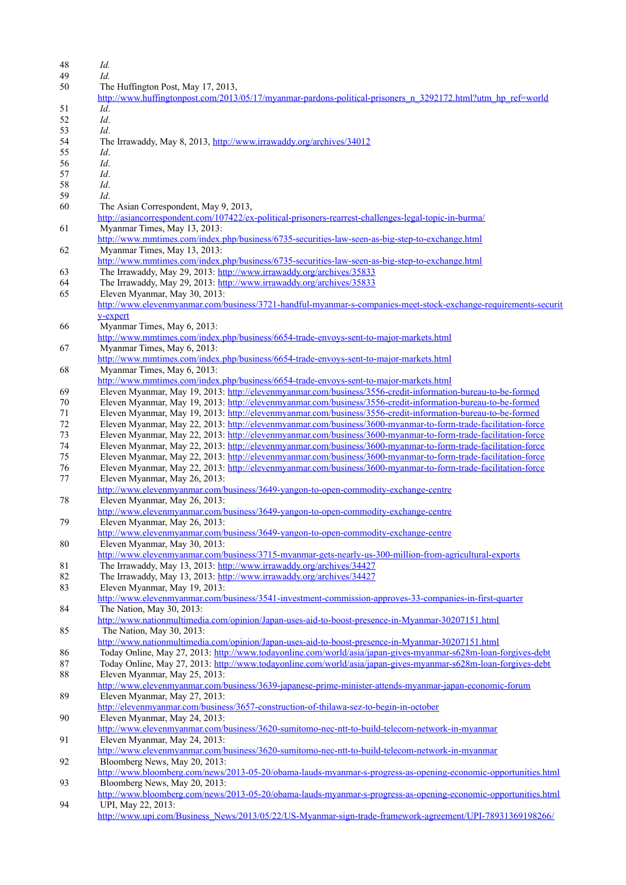48 *Id.*
49 *Id.*
50 The Huffington Post, May 17, 2013, http://www.huffingtonpost.com/2013/05/17/myanmar-pardons-political-prisoners_n_3292172.html?utm_hp_ref=world
51 *Id*.
52 *Id*.
53 *Id*.
54 The Irrawaddy, May 8, 2013, http://www.irrawaddy.org/archives/34012
55 *Id*.
56 *Id*.
57 *Id*.
58 *Id*.
59 *Id*.
60 The Asian Correspondent, May 9, 2013, http://asiancorrespondent.com/107422/ex-political-prisoners-rearrest-challenges-legal-topic-in-burma/
61 Myanmar Times, May 13, 2013: http://www.mmtimes.com/index.php/business/6735-securities-law-seen-as-big-step-to-exchange.html
62 Myanmar Times, May 13, 2013: http://www.mmtimes.com/index.php/business/6735-securities-law-seen-as-big-step-to-exchange.html
63 The Irrawaddy, May 29, 2013: http://www.irrawaddy.org/archives/35833
64 The Irrawaddy, May 29, 2013: http://www.irrawaddy.org/archives/35833
65 Eleven Myanmar, May 30, 2013: http://www.elevenmyanmar.com/business/3721-handful-myanmar-s-companies-meet-stock-exchange-requirements-security-expert
66 Myanmar Times, May 6, 2013: http://www.mmtimes.com/index.php/business/6654-trade-envoys-sent-to-major-markets.html
67 Myanmar Times, May 6, 2013: http://www.mmtimes.com/index.php/business/6654-trade-envoys-sent-to-major-markets.html
68 Myanmar Times, May 6, 2013: http://www.mmtimes.com/index.php/business/6654-trade-envoys-sent-to-major-markets.html
69 Eleven Myanmar, May 19, 2013: http://elevenmyanmar.com/business/3556-credit-information-bureau-to-be-formed
70 Eleven Myanmar, May 19, 2013: http://elevenmyanmar.com/business/3556-credit-information-bureau-to-be-formed
71 Eleven Myanmar, May 19, 2013: http://elevenmyanmar.com/business/3556-credit-information-bureau-to-be-formed
72 Eleven Myanmar, May 22, 2013: http://elevenmyanmar.com/business/3600-myanmar-to-form-trade-facilitation-force
73 Eleven Myanmar, May 22, 2013: http://elevenmyanmar.com/business/3600-myanmar-to-form-trade-facilitation-force
74 Eleven Myanmar, May 22, 2013: http://elevenmyanmar.com/business/3600-myanmar-to-form-trade-facilitation-force
75 Eleven Myanmar, May 22, 2013: http://elevenmyanmar.com/business/3600-myanmar-to-form-trade-facilitation-force
76 Eleven Myanmar, May 22, 2013: http://elevenmyanmar.com/business/3600-myanmar-to-form-trade-facilitation-force
77 Eleven Myanmar, May 26, 2013: http://www.elevenmyanmar.com/business/3649-yangon-to-open-commodity-exchange-centre
78 Eleven Myanmar, May 26, 2013: http://www.elevenmyanmar.com/business/3649-yangon-to-open-commodity-exchange-centre
79 Eleven Myanmar, May 26, 2013: http://www.elevenmyanmar.com/business/3649-yangon-to-open-commodity-exchange-centre
80 Eleven Myanmar, May 30, 2013: http://www.elevenmyanmar.com/business/3715-myanmar-gets-nearly-us-300-million-from-agricultural-exports
81 The Irrawaddy, May 13, 2013: http://www.irrawaddy.org/archives/34427
82 The Irrawaddy, May 13, 2013: http://www.irrawaddy.org/archives/34427
83 Eleven Myanmar, May 19, 2013: http://www.elevenmyanmar.com/business/3541-investment-commission-approves-33-companies-in-first-quarter
84 The Nation, May 30, 2013: http://www.nationmultimedia.com/opinion/Japan-uses-aid-to-boost-presence-in-Myanmar-30207151.html
85 The Nation, May 30, 2013: http://www.nationmultimedia.com/opinion/Japan-uses-aid-to-boost-presence-in-Myanmar-30207151.html
86 Today Online, May 27, 2013: http://www.todayonline.com/world/asia/japan-gives-myanmar-s628m-loan-forgives-debt
87 Today Online, May 27, 2013: http://www.todayonline.com/world/asia/japan-gives-myanmar-s628m-loan-forgives-debt
88 Eleven Myanmar, May 25, 2013: http://www.elevenmyanmar.com/business/3639-japanese-prime-minister-attends-myanmar-japan-economic-forum
89 Eleven Myanmar, May 27, 2013: http://elevenmyanmar.com/business/3657-construction-of-thilawa-sez-to-begin-in-october
90 Eleven Myanmar, May 24, 2013: http://www.elevenmyanmar.com/business/3620-sumitomo-nec-ntt-to-build-telecom-network-in-myanmar
91 Eleven Myanmar, May 24, 2013: http://www.elevenmyanmar.com/business/3620-sumitomo-nec-ntt-to-build-telecom-network-in-myanmar
92 Bloomberg News, May 20, 2013: http://www.bloomberg.com/news/2013-05-20/obama-lauds-myanmar-s-progress-as-opening-economic-opportunities.html
93 Bloomberg News, May 20, 2013: http://www.bloomberg.com/news/2013-05-20/obama-lauds-myanmar-s-progress-as-opening-economic-opportunities.html
94 UPI, May 22, 2013: http://www.upi.com/Business_News/2013/05/22/US-Myanmar-sign-trade-framework-agreement/UPI-78931369198266/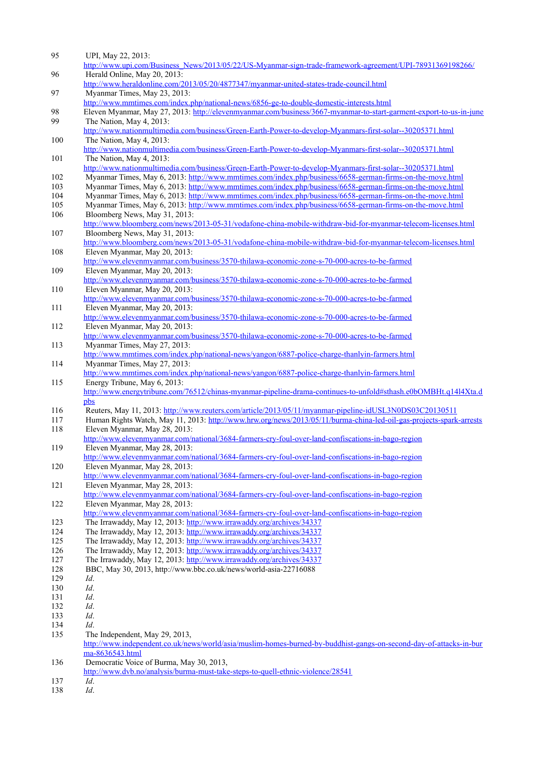95 UPI, May 22, 2013: http://www.upi.com/Business_News/2013/05/22/US-Myanmar-sign-trade-framework-agreement/UPI-78931369198266/

96 Herald Online, May 20, 2013: http://www.heraldonline.com/2013/05/20/4877347/myanmar-united-states-trade-council.html

97 Myanmar Times, May 23, 2013: http://www.mmtimes.com/index.php/national-news/6856-ge-to-double-domestic-interests.html

98 Eleven Myanmar, May 27, 2013: http://elevenmyanmar.com/business/3667-myanmar-to-start-garment-export-to-us-in-june

99 The Nation, May 4, 2013: http://www.nationmultimedia.com/business/Green-Earth-Power-to-develop-Myanmars-first-solar--30205371.html

100 The Nation, May 4, 2013: http://www.nationmultimedia.com/business/Green-Earth-Power-to-develop-Myanmars-first-solar--30205371.html

101 The Nation, May 4, 2013: http://www.nationmultimedia.com/business/Green-Earth-Power-to-develop-Myanmars-first-solar--30205371.html

102 Myanmar Times, May 6, 2013: http://www.mmtimes.com/index.php/business/6658-german-firms-on-the-move.html

103 Myanmar Times, May 6, 2013: http://www.mmtimes.com/index.php/business/6658-german-firms-on-the-move.html

104 Myanmar Times, May 6, 2013: http://www.mmtimes.com/index.php/business/6658-german-firms-on-the-move.html

105 Myanmar Times, May 6, 2013: http://www.mmtimes.com/index.php/business/6658-german-firms-on-the-move.html

106 Bloomberg News, May 31, 2013: http://www.bloomberg.com/news/2013-05-31/vodafone-china-mobile-withdraw-bid-for-myanmar-telecom-licenses.html

107 Bloomberg News, May 31, 2013: http://www.bloomberg.com/news/2013-05-31/vodafone-china-mobile-withdraw-bid-for-myanmar-telecom-licenses.html

108 Eleven Myanmar, May 20, 2013: http://www.elevenmyanmar.com/business/3570-thilawa-economic-zone-s-70-000-acres-to-be-farmed

109 Eleven Myanmar, May 20, 2013: http://www.elevenmyanmar.com/business/3570-thilawa-economic-zone-s-70-000-acres-to-be-farmed

110 Eleven Myanmar, May 20, 2013: http://www.elevenmyanmar.com/business/3570-thilawa-economic-zone-s-70-000-acres-to-be-farmed

111 Eleven Myanmar, May 20, 2013: http://www.elevenmyanmar.com/business/3570-thilawa-economic-zone-s-70-000-acres-to-be-farmed

112 Eleven Myanmar, May 20, 2013: http://www.elevenmyanmar.com/business/3570-thilawa-economic-zone-s-70-000-acres-to-be-farmed

113 Myanmar Times, May 27, 2013: http://www.mmtimes.com/index.php/national-news/yangon/6887-police-charge-thanlyin-farmers.html

114 Myanmar Times, May 27, 2013: http://www.mmtimes.com/index.php/national-news/yangon/6887-police-charge-thanlyin-farmers.html

115 Energy Tribune, May 6, 2013: http://www.energytribune.com/76512/chinas-myanmar-pipeline-drama-continues-to-unfold#sthash.e0bOMBHt.q14l4Xta.dpbs

116 Reuters, May 11, 2013: http://www.reuters.com/article/2013/05/11/myanmar-pipeline-idUSL3N0DS03C20130511

117 Human Rights Watch, May 11, 2013: http://www.hrw.org/news/2013/05/11/burma-china-led-oil-gas-projects-spark-arrests

118 Eleven Myanmar, May 28, 2013: http://www.elevenmyanmar.com/national/3684-farmers-cry-foul-over-land-confiscations-in-bago-region

119 Eleven Myanmar, May 28, 2013: http://www.elevenmyanmar.com/national/3684-farmers-cry-foul-over-land-confiscations-in-bago-region

120 Eleven Myanmar, May 28, 2013: http://www.elevenmyanmar.com/national/3684-farmers-cry-foul-over-land-confiscations-in-bago-region

121 Eleven Myanmar, May 28, 2013: http://www.elevenmyanmar.com/national/3684-farmers-cry-foul-over-land-confiscations-in-bago-region

122 Eleven Myanmar, May 28, 2013: http://www.elevenmyanmar.com/national/3684-farmers-cry-foul-over-land-confiscations-in-bago-region

123 The Irrawaddy, May 12, 2013: http://www.irrawaddy.org/archives/34337

124 The Irrawaddy, May 12, 2013: http://www.irrawaddy.org/archives/34337

125 The Irrawaddy, May 12, 2013: http://www.irrawaddy.org/archives/34337

126 The Irrawaddy, May 12, 2013: http://www.irrawaddy.org/archives/34337

127 The Irrawaddy, May 12, 2013: http://www.irrawaddy.org/archives/34337

128 BBC, May 30, 2013, http://www.bbc.co.uk/news/world-asia-22716088

129 *Id*.

130 *Id*.

131 *Id*.

132 *Id*.

133 *Id*.

134 *Id*.

135 The Independent, May 29, 2013, http://www.independent.co.uk/news/world/asia/muslim-homes-burned-by-buddhist-gangs-on-second-day-of-attacks-in-burma-8636543.html

136 Democratic Voice of Burma, May 30, 2013, http://www.dvb.no/analysis/burma-must-take-steps-to-quell-ethnic-violence/28541

137 *Id*.

138 *Id*.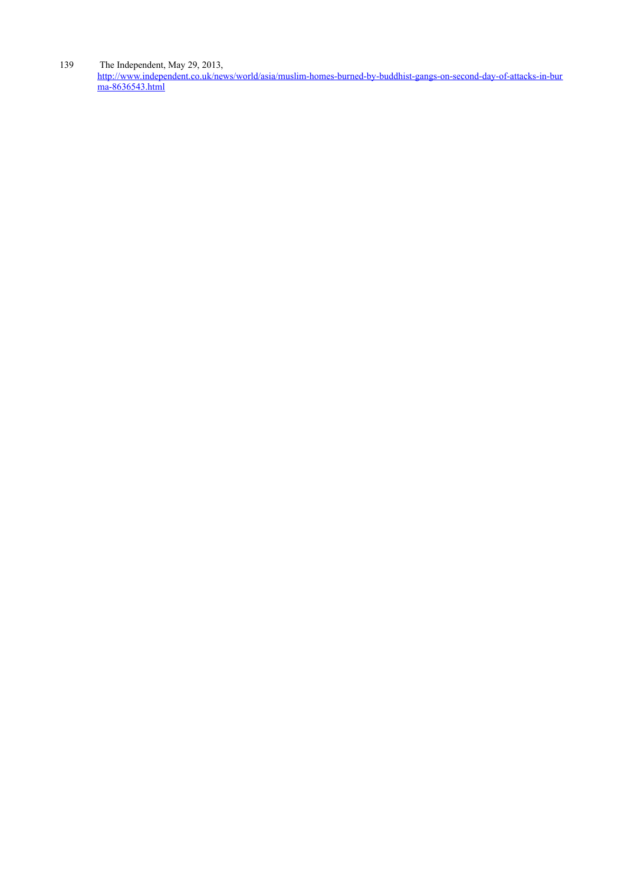139 The Independent, May 29, 2013, http://www.independent.co.uk/news/world/asia/muslim-homes-burned-by-buddhist-gangs-on-second-day-of-attacks-in-burma-8636543.html